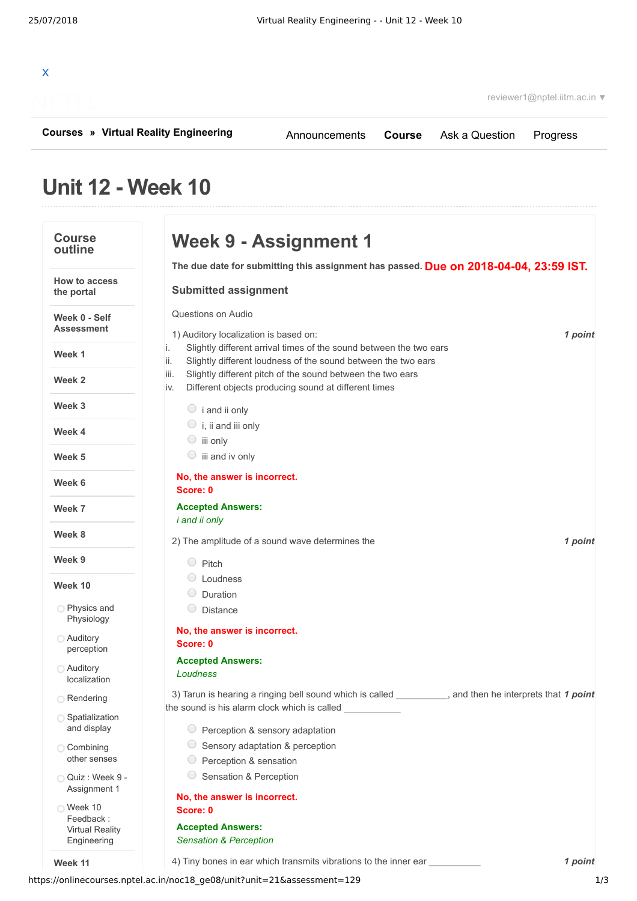X

reviewer1@nptel.iitm.ac.in ▼

**Courses** » **Virtual Reality Engineering**

Announcements | **Course** | Ask a Question | Progress

# Unit 12 - Week 10

## Course outline

- How to access the portal
- Week 0 - Self Assessment
- Week 1
- Week 2
- Week 3
- Week 4
- Week 5
- Week 6
- Week 7
- Week 8
- Week 9
- Week 10
  - Physics and Physiology
  - Auditory perception
  - Auditory localization
  - Rendering
  - Spatialization and display
  - Combining other senses
  - Quiz : Week 9 - Assignment 1
  - Week 10 Feedback : Virtual Reality Engineering
- Week 11

## Week 9 - Assignment 1

**The due date for submitting this assignment has passed.** **Due on 2018-04-04, 23:59 IST.**

### Submitted assignment

Questions on Audio

1) Auditory localization is based on: *1 point*

i. Slightly different arrival times of the sound between the two ears
ii. Slightly different loudness of the sound between the two ears
iii. Slightly different pitch of the sound between the two ears
iv. Different objects producing sound at different times

- i and ii only
- i, ii and iii only
- iii only
- iii and iv only

**No, the answer is incorrect.**
**Score: 0**

**Accepted Answers:**
*i and ii only*

2) The amplitude of a sound wave determines the *1 point*

- Pitch
- Loudness
- Duration
- Distance

**No, the answer is incorrect.**
**Score: 0**

**Accepted Answers:**
*Loudness*

3) Tarun is hearing a ringing bell sound which is called __________, and then he interprets that the sound is his alarm clock which is called ___________ *1 point*

- Perception & sensory adaptation
- Sensory adaptation & perception
- Perception & sensation
- Sensation & Perception

**No, the answer is incorrect.**
**Score: 0**

**Accepted Answers:**
*Sensation & Perception*

4) Tiny bones in ear which transmits vibrations to the inner ear __________ *1 point*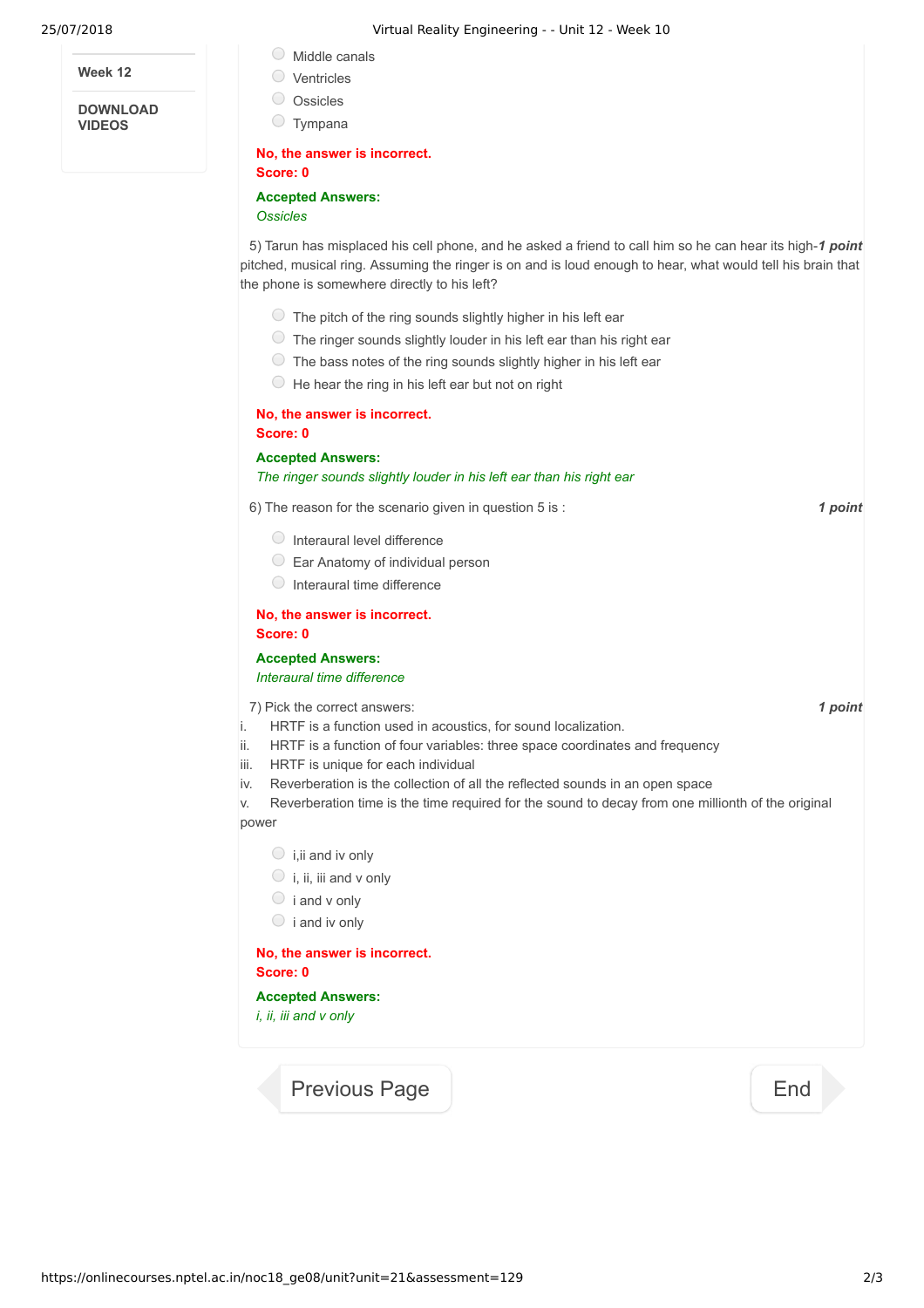Week 12

DOWNLOAD VIDEOS

- Middle canals
- Ventricles
- Ossicles
- Tympana

**No, the answer is incorrect.**
**Score: 0**

**Accepted Answers:**
*Ossicles*

5) Tarun has misplaced his cell phone, and he asked a friend to call him so he can hear its high-pitched, musical ring. Assuming the ringer is on and is loud enough to hear, what would tell his brain that the phone is somewhere directly to his left? ***1 point***

- The pitch of the ring sounds slightly higher in his left ear
- The ringer sounds slightly louder in his left ear than his right ear
- The bass notes of the ring sounds slightly higher in his left ear
- He hear the ring in his left ear but not on right

**No, the answer is incorrect.**
**Score: 0**

**Accepted Answers:**
*The ringer sounds slightly louder in his left ear than his right ear*

6) The reason for the scenario given in question 5 is : ***1 point***

- Interaural level difference
- Ear Anatomy of individual person
- Interaural time difference

**No, the answer is incorrect.**
**Score: 0**

**Accepted Answers:**
*Interaural time difference*

7) Pick the correct answers: ***1 point***

i. HRTF is a function used in acoustics, for sound localization.
ii. HRTF is a function of four variables: three space coordinates and frequency
iii. HRTF is unique for each individual
iv. Reverberation is the collection of all the reflected sounds in an open space
v. Reverberation time is the time required for the sound to decay from one millionth of the original power

- i,ii and iv only
- i, ii, iii and v only
- i and v only
- i and iv only

**No, the answer is incorrect.**
**Score: 0**

**Accepted Answers:**
*i, ii, iii and v only*

Previous Page | End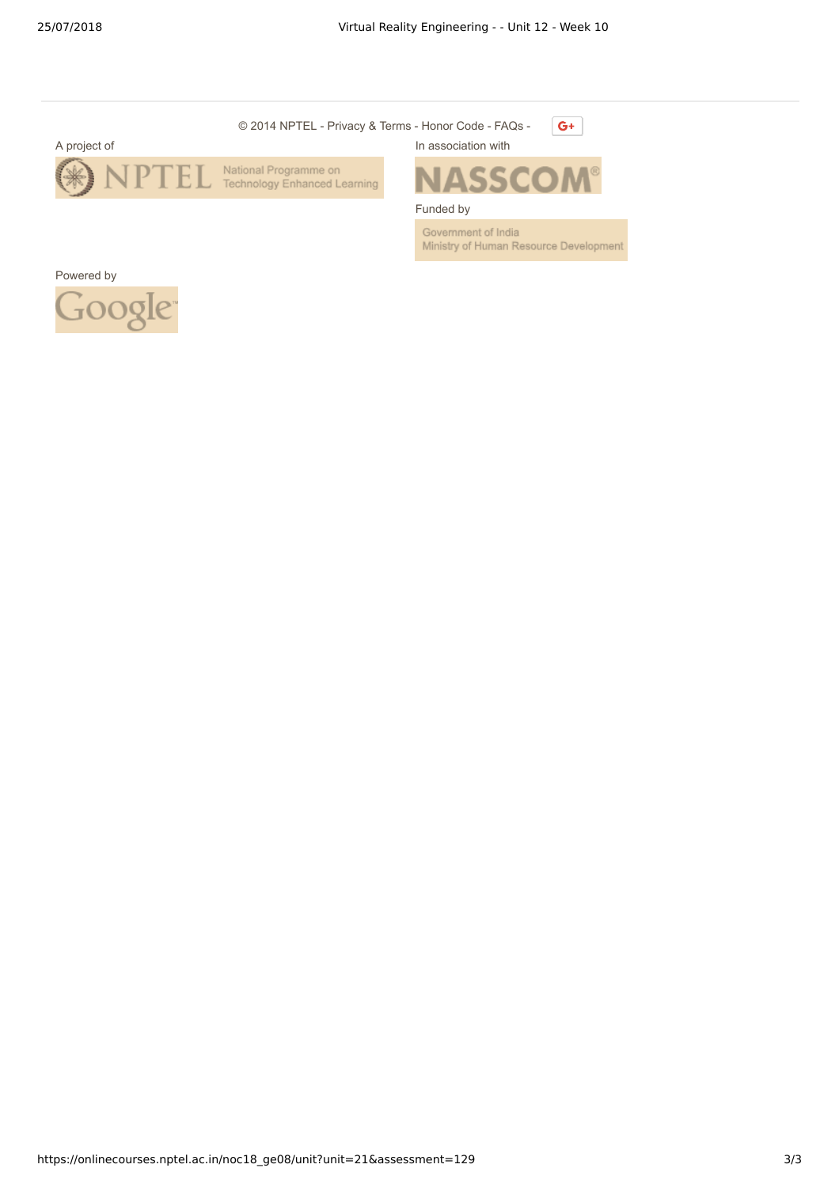© 2014 NPTEL - Privacy & Terms - Honor Code - FAQs -

A project of

NPTEL National Programme on Technology Enhanced Learning

In association with

NASSCOM®

Funded by

Government of India
Ministry of Human Resource Development

Powered by

Google